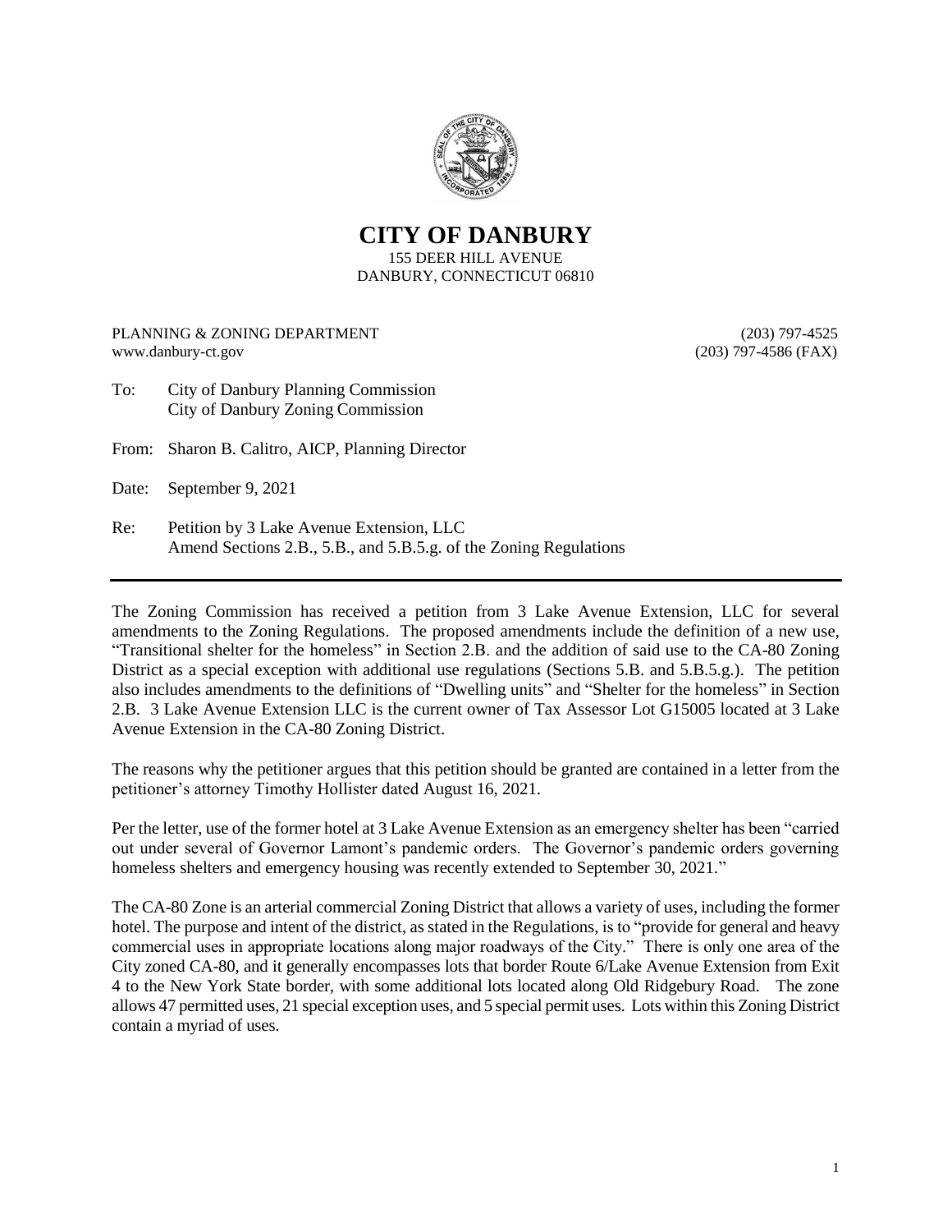# CITY OF DANBURY

155 DEER HILL AVENUE
DANBURY, CONNECTICUT 06810

PLANNING & ZONING DEPARTMENT (203) 797-4525
www.danbury-ct.gov (203) 797-4586 (FAX)

To: City of Danbury Planning Commission
City of Danbury Zoning Commission

From: Sharon B. Calitro, AICP, Planning Director

Date: September 9, 2021

Re: Petition by 3 Lake Avenue Extension, LLC
Amend Sections 2.B., 5.B., and 5.B.5.g. of the Zoning Regulations

---

The Zoning Commission has received a petition from 3 Lake Avenue Extension, LLC for several amendments to the Zoning Regulations. The proposed amendments include the definition of a new use, "Transitional shelter for the homeless" in Section 2.B. and the addition of said use to the CA-80 Zoning District as a special exception with additional use regulations (Sections 5.B. and 5.B.5.g.). The petition also includes amendments to the definitions of "Dwelling units" and "Shelter for the homeless" in Section 2.B. 3 Lake Avenue Extension LLC is the current owner of Tax Assessor Lot G15005 located at 3 Lake Avenue Extension in the CA-80 Zoning District.

The reasons why the petitioner argues that this petition should be granted are contained in a letter from the petitioner's attorney Timothy Hollister dated August 16, 2021.

Per the letter, use of the former hotel at 3 Lake Avenue Extension as an emergency shelter has been "carried out under several of Governor Lamont's pandemic orders. The Governor's pandemic orders governing homeless shelters and emergency housing was recently extended to September 30, 2021."

The CA-80 Zone is an arterial commercial Zoning District that allows a variety of uses, including the former hotel. The purpose and intent of the district, as stated in the Regulations, is to "provide for general and heavy commercial uses in appropriate locations along major roadways of the City." There is only one area of the City zoned CA-80, and it generally encompasses lots that border Route 6/Lake Avenue Extension from Exit 4 to the New York State border, with some additional lots located along Old Ridgebury Road. The zone allows 47 permitted uses, 21 special exception uses, and 5 special permit uses. Lots within this Zoning District contain a myriad of uses.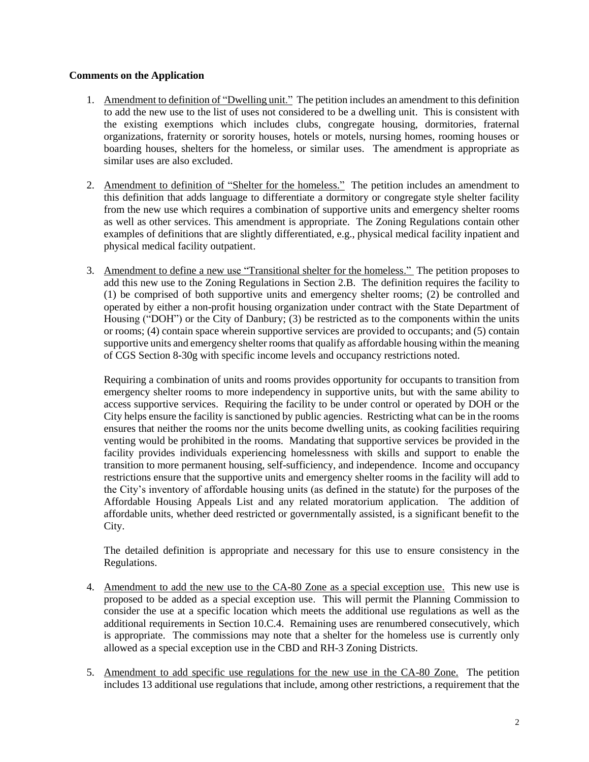**Comments on the Application**

1. Amendment to definition of "Dwelling unit." The petition includes an amendment to this definition to add the new use to the list of uses not considered to be a dwelling unit. This is consistent with the existing exemptions which includes clubs, congregate housing, dormitories, fraternal organizations, fraternity or sorority houses, hotels or motels, nursing homes, rooming houses or boarding houses, shelters for the homeless, or similar uses. The amendment is appropriate as similar uses are also excluded.

2. Amendment to definition of "Shelter for the homeless." The petition includes an amendment to this definition that adds language to differentiate a dormitory or congregate style shelter facility from the new use which requires a combination of supportive units and emergency shelter rooms as well as other services. This amendment is appropriate. The Zoning Regulations contain other examples of definitions that are slightly differentiated, e.g., physical medical facility inpatient and physical medical facility outpatient.

3. Amendment to define a new use "Transitional shelter for the homeless." The petition proposes to add this new use to the Zoning Regulations in Section 2.B. The definition requires the facility to (1) be comprised of both supportive units and emergency shelter rooms; (2) be controlled and operated by either a non-profit housing organization under contract with the State Department of Housing ("DOH") or the City of Danbury; (3) be restricted as to the components within the units or rooms; (4) contain space wherein supportive services are provided to occupants; and (5) contain supportive units and emergency shelter rooms that qualify as affordable housing within the meaning of CGS Section 8-30g with specific income levels and occupancy restrictions noted.

   Requiring a combination of units and rooms provides opportunity for occupants to transition from emergency shelter rooms to more independency in supportive units, but with the same ability to access supportive services. Requiring the facility to be under control or operated by DOH or the City helps ensure the facility is sanctioned by public agencies. Restricting what can be in the rooms ensures that neither the rooms nor the units become dwelling units, as cooking facilities requiring venting would be prohibited in the rooms. Mandating that supportive services be provided in the facility provides individuals experiencing homelessness with skills and support to enable the transition to more permanent housing, self-sufficiency, and independence. Income and occupancy restrictions ensure that the supportive units and emergency shelter rooms in the facility will add to the City's inventory of affordable housing units (as defined in the statute) for the purposes of the Affordable Housing Appeals List and any related moratorium application. The addition of affordable units, whether deed restricted or governmentally assisted, is a significant benefit to the City.

   The detailed definition is appropriate and necessary for this use to ensure consistency in the Regulations.

4. Amendment to add the new use to the CA-80 Zone as a special exception use. This new use is proposed to be added as a special exception use. This will permit the Planning Commission to consider the use at a specific location which meets the additional use regulations as well as the additional requirements in Section 10.C.4. Remaining uses are renumbered consecutively, which is appropriate. The commissions may note that a shelter for the homeless use is currently only allowed as a special exception use in the CBD and RH-3 Zoning Districts.

5. Amendment to add specific use regulations for the new use in the CA-80 Zone. The petition includes 13 additional use regulations that include, among other restrictions, a requirement that the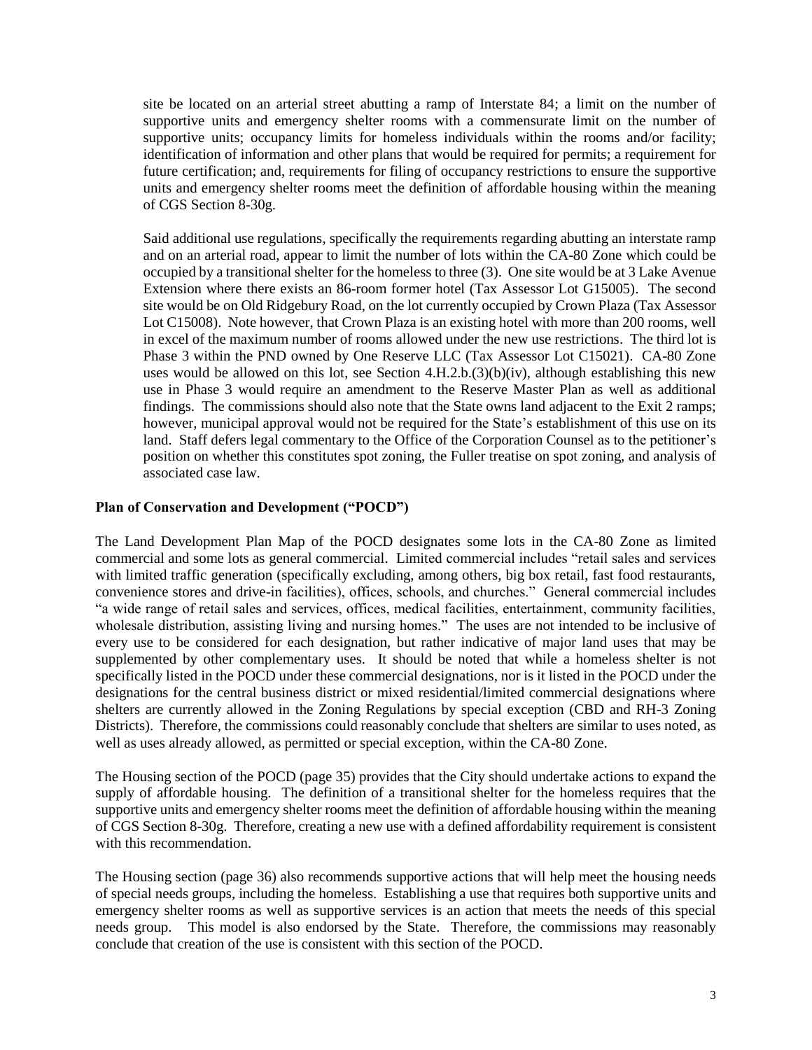site be located on an arterial street abutting a ramp of Interstate 84; a limit on the number of supportive units and emergency shelter rooms with a commensurate limit on the number of supportive units; occupancy limits for homeless individuals within the rooms and/or facility; identification of information and other plans that would be required for permits; a requirement for future certification; and, requirements for filing of occupancy restrictions to ensure the supportive units and emergency shelter rooms meet the definition of affordable housing within the meaning of CGS Section 8-30g.

Said additional use regulations, specifically the requirements regarding abutting an interstate ramp and on an arterial road, appear to limit the number of lots within the CA-80 Zone which could be occupied by a transitional shelter for the homeless to three (3). One site would be at 3 Lake Avenue Extension where there exists an 86-room former hotel (Tax Assessor Lot G15005). The second site would be on Old Ridgebury Road, on the lot currently occupied by Crown Plaza (Tax Assessor Lot C15008). Note however, that Crown Plaza is an existing hotel with more than 200 rooms, well in excess of the maximum number of rooms allowed under the new use restrictions. The third lot is Phase 3 within the PND owned by One Reserve LLC (Tax Assessor Lot C15021). CA-80 Zone uses would be allowed on this lot, see Section 4.H.2.b.(3)(b)(iv), although establishing this new use in Phase 3 would require an amendment to the Reserve Master Plan as well as additional findings. The commissions should also note that the State owns land adjacent to the Exit 2 ramps; however, municipal approval would not be required for the State's establishment of this use on its land. Staff defers legal commentary to the Office of the Corporation Counsel as to the petitioner's position on whether this constitutes spot zoning, the Fuller treatise on spot zoning, and analysis of associated case law.

**Plan of Conservation and Development ("POCD")**

The Land Development Plan Map of the POCD designates some lots in the CA-80 Zone as limited commercial and some lots as general commercial. Limited commercial includes "retail sales and services with limited traffic generation (specifically excluding, among others, big box retail, fast food restaurants, convenience stores and drive-in facilities), offices, schools, and churches." General commercial includes "a wide range of retail sales and services, offices, medical facilities, entertainment, community facilities, wholesale distribution, assisting living and nursing homes." The uses are not intended to be inclusive of every use to be considered for each designation, but rather indicative of major land uses that may be supplemented by other complementary uses. It should be noted that while a homeless shelter is not specifically listed in the POCD under these commercial designations, nor is it listed in the POCD under the designations for the central business district or mixed residential/limited commercial designations where shelters are currently allowed in the Zoning Regulations by special exception (CBD and RH-3 Zoning Districts). Therefore, the commissions could reasonably conclude that shelters are similar to uses noted, as well as uses already allowed, as permitted or special exception, within the CA-80 Zone.

The Housing section of the POCD (page 35) provides that the City should undertake actions to expand the supply of affordable housing. The definition of a transitional shelter for the homeless requires that the supportive units and emergency shelter rooms meet the definition of affordable housing within the meaning of CGS Section 8-30g. Therefore, creating a new use with a defined affordability requirement is consistent with this recommendation.

The Housing section (page 36) also recommends supportive actions that will help meet the housing needs of special needs groups, including the homeless. Establishing a use that requires both supportive units and emergency shelter rooms as well as supportive services is an action that meets the needs of this special needs group. This model is also endorsed by the State. Therefore, the commissions may reasonably conclude that creation of the use is consistent with this section of the POCD.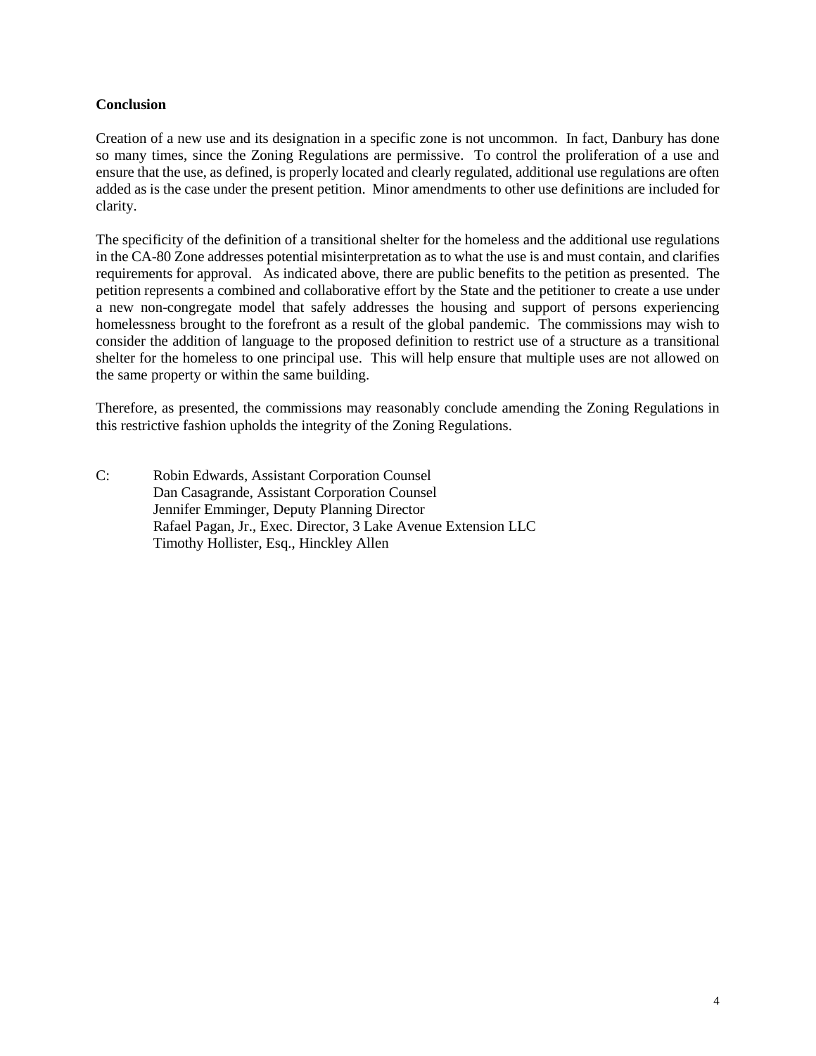**Conclusion**

Creation of a new use and its designation in a specific zone is not uncommon. In fact, Danbury has done so many times, since the Zoning Regulations are permissive. To control the proliferation of a use and ensure that the use, as defined, is properly located and clearly regulated, additional use regulations are often added as is the case under the present petition. Minor amendments to other use definitions are included for clarity.

The specificity of the definition of a transitional shelter for the homeless and the additional use regulations in the CA-80 Zone addresses potential misinterpretation as to what the use is and must contain, and clarifies requirements for approval. As indicated above, there are public benefits to the petition as presented. The petition represents a combined and collaborative effort by the State and the petitioner to create a use under a new non-congregate model that safely addresses the housing and support of persons experiencing homelessness brought to the forefront as a result of the global pandemic. The commissions may wish to consider the addition of language to the proposed definition to restrict use of a structure as a transitional shelter for the homeless to one principal use. This will help ensure that multiple uses are not allowed on the same property or within the same building.

Therefore, as presented, the commissions may reasonably conclude amending the Zoning Regulations in this restrictive fashion upholds the integrity of the Zoning Regulations.

C: Robin Edwards, Assistant Corporation Counsel
Dan Casagrande, Assistant Corporation Counsel
Jennifer Emminger, Deputy Planning Director
Rafael Pagan, Jr., Exec. Director, 3 Lake Avenue Extension LLC
Timothy Hollister, Esq., Hinckley Allen